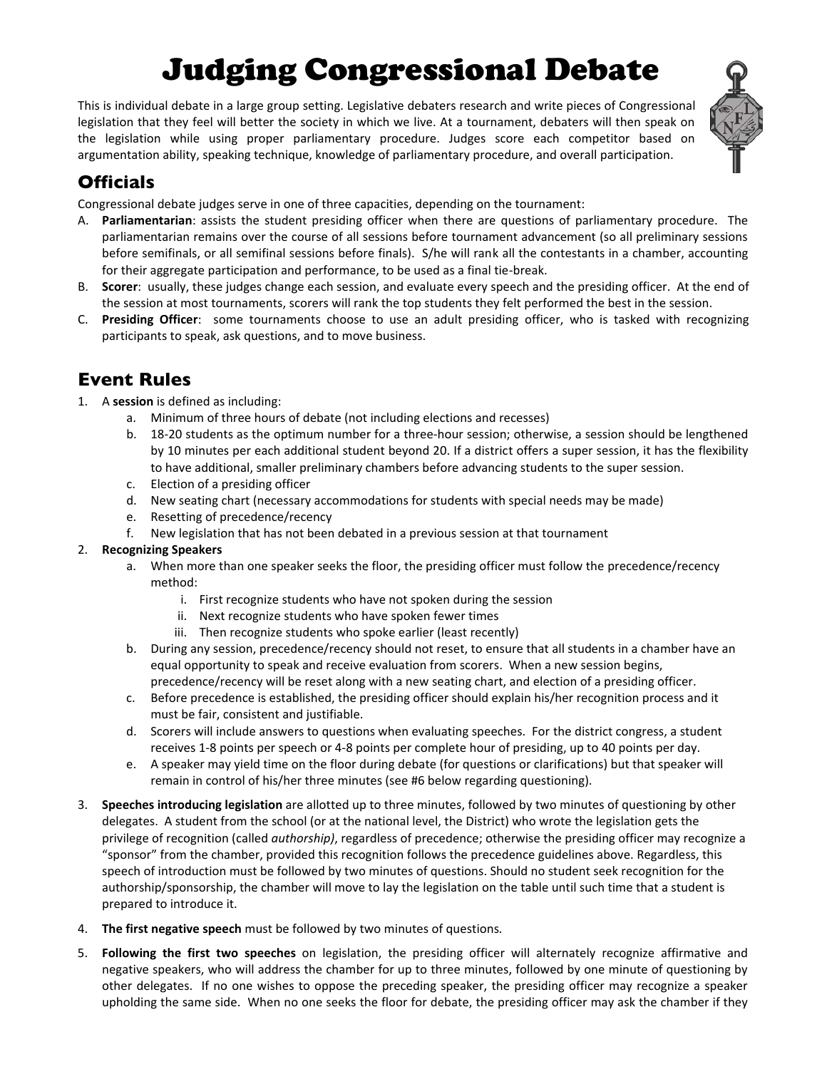# Judging Congressional Debate

This is individual debate in a large group setting. Legislative debaters research and write pieces of Congressional legislation that they feel will better the society in which we live. At a tournament, debaters will then speak on the legislation while using proper parliamentary procedure. Judges score each competitor based on argumentation ability, speaking technique, knowledge of parliamentary procedure, and overall participation.

## Officials

Congressional debate judges serve in one of three capacities, depending on the tournament:

A. **Parliamentarian**: assists the student presiding officer when there are questions of parliamentary procedure. The parliamentarian remains over the course of all sessions before tournament advancement (so all preliminary sessions before semifinals, or all semifinal sessions before finals). S/he will rank all the contestants in a chamber, accounting for their aggregate participation and performance, to be used as a final tie-break.

B. **Scorer**: usually, these judges change each session, and evaluate every speech and the presiding officer. At the end of the session at most tournaments, scorers will rank the top students they felt performed the best in the session.

C. **Presiding Officer**: some tournaments choose to use an adult presiding officer, who is tasked with recognizing participants to speak, ask questions, and to move business.

## Event Rules

1. A **session** is defined as including:
   a. Minimum of three hours of debate (not including elections and recesses)
   b. 18-20 students as the optimum number for a three-hour session; otherwise, a session should be lengthened by 10 minutes per each additional student beyond 20. If a district offers a super session, it has the flexibility to have additional, smaller preliminary chambers before advancing students to the super session.
   c. Election of a presiding officer
   d. New seating chart (necessary accommodations for students with special needs may be made)
   e. Resetting of precedence/recency
   f. New legislation that has not been debated in a previous session at that tournament
2. **Recognizing Speakers**
   a. When more than one speaker seeks the floor, the presiding officer must follow the precedence/recency method:
      i. First recognize students who have not spoken during the session
      ii. Next recognize students who have spoken fewer times
      iii. Then recognize students who spoke earlier (least recently)
   b. During any session, precedence/recency should not reset, to ensure that all students in a chamber have an equal opportunity to speak and receive evaluation from scorers. When a new session begins, precedence/recency will be reset along with a new seating chart, and election of a presiding officer.
   c. Before precedence is established, the presiding officer should explain his/her recognition process and it must be fair, consistent and justifiable.
   d. Scorers will include answers to questions when evaluating speeches. For the district congress, a student receives 1-8 points per speech or 4-8 points per complete hour of presiding, up to 40 points per day.
   e. A speaker may yield time on the floor during debate (for questions or clarifications) but that speaker will remain in control of his/her three minutes (see #6 below regarding questioning).
3. **Speeches introducing legislation** are allotted up to three minutes, followed by two minutes of questioning by other delegates. A student from the school (or at the national level, the District) who wrote the legislation gets the privilege of recognition (called *authorship)*, regardless of precedence; otherwise the presiding officer may recognize a "sponsor" from the chamber, provided this recognition follows the precedence guidelines above. Regardless, this speech of introduction must be followed by two minutes of questions. Should no student seek recognition for the authorship/sponsorship, the chamber will move to lay the legislation on the table until such time that a student is prepared to introduce it.
4. **The first negative speech** must be followed by two minutes of questions.
5. **Following the first two speeches** on legislation, the presiding officer will alternately recognize affirmative and negative speakers, who will address the chamber for up to three minutes, followed by one minute of questioning by other delegates. If no one wishes to oppose the preceding speaker, the presiding officer may recognize a speaker upholding the same side. When no one seeks the floor for debate, the presiding officer may ask the chamber if they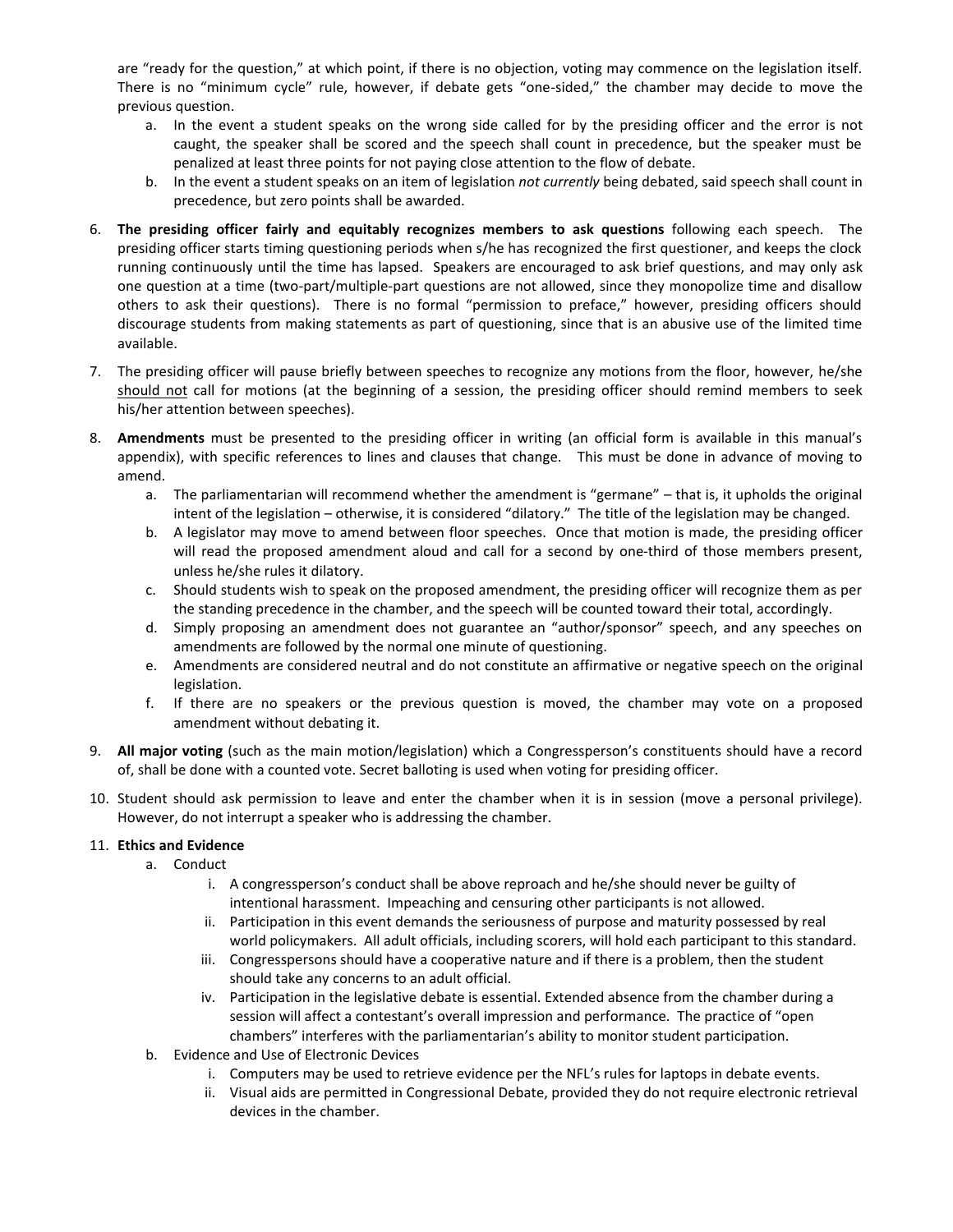are "ready for the question," at which point, if there is no objection, voting may commence on the legislation itself. There is no "minimum cycle" rule, however, if debate gets "one-sided," the chamber may decide to move the previous question.

   a. In the event a student speaks on the wrong side called for by the presiding officer and the error is not caught, the speaker shall be scored and the speech shall count in precedence, but the speaker must be penalized at least three points for not paying close attention to the flow of debate.
   b. In the event a student speaks on an item of legislation *not currently* being debated, said speech shall count in precedence, but zero points shall be awarded.

6. **The presiding officer fairly and equitably recognizes members to ask questions** following each speech. The presiding officer starts timing questioning periods when s/he has recognized the first questioner, and keeps the clock running continuously until the time has lapsed. Speakers are encouraged to ask brief questions, and may only ask one question at a time (two-part/multiple-part questions are not allowed, since they monopolize time and disallow others to ask their questions). There is no formal "permission to preface," however, presiding officers should discourage students from making statements as part of questioning, since that is an abusive use of the limited time available.

7. The presiding officer will pause briefly between speeches to recognize any motions from the floor, however, he/she <u>should not</u> call for motions (at the beginning of a session, the presiding officer should remind members to seek his/her attention between speeches).

8. **Amendments** must be presented to the presiding officer in writing (an official form is available in this manual's appendix), with specific references to lines and clauses that change. This must be done in advance of moving to amend.
   a. The parliamentarian will recommend whether the amendment is "germane" – that is, it upholds the original intent of the legislation – otherwise, it is considered "dilatory." The title of the legislation may be changed.
   b. A legislator may move to amend between floor speeches. Once that motion is made, the presiding officer will read the proposed amendment aloud and call for a second by one-third of those members present, unless he/she rules it dilatory.
   c. Should students wish to speak on the proposed amendment, the presiding officer will recognize them as per the standing precedence in the chamber, and the speech will be counted toward their total, accordingly.
   d. Simply proposing an amendment does not guarantee an "author/sponsor" speech, and any speeches on amendments are followed by the normal one minute of questioning.
   e. Amendments are considered neutral and do not constitute an affirmative or negative speech on the original legislation.
   f. If there are no speakers or the previous question is moved, the chamber may vote on a proposed amendment without debating it.

9. **All major voting** (such as the main motion/legislation) which a Congressperson's constituents should have a record of, shall be done with a counted vote. Secret balloting is used when voting for presiding officer.

10. Student should ask permission to leave and enter the chamber when it is in session (move a personal privilege). However, do not interrupt a speaker who is addressing the chamber.

11. **Ethics and Evidence**
    a. Conduct
       i. A congressperson's conduct shall be above reproach and he/she should never be guilty of intentional harassment. Impeaching and censuring other participants is not allowed.
       ii. Participation in this event demands the seriousness of purpose and maturity possessed by real world policymakers. All adult officials, including scorers, will hold each participant to this standard.
       iii. Congresspersons should have a cooperative nature and if there is a problem, then the student should take any concerns to an adult official.
       iv. Participation in the legislative debate is essential. Extended absence from the chamber during a session will affect a contestant's overall impression and performance. The practice of "open chambers" interferes with the parliamentarian's ability to monitor student participation.
    b. Evidence and Use of Electronic Devices
       i. Computers may be used to retrieve evidence per the NFL's rules for laptops in debate events.
       ii. Visual aids are permitted in Congressional Debate, provided they do not require electronic retrieval devices in the chamber.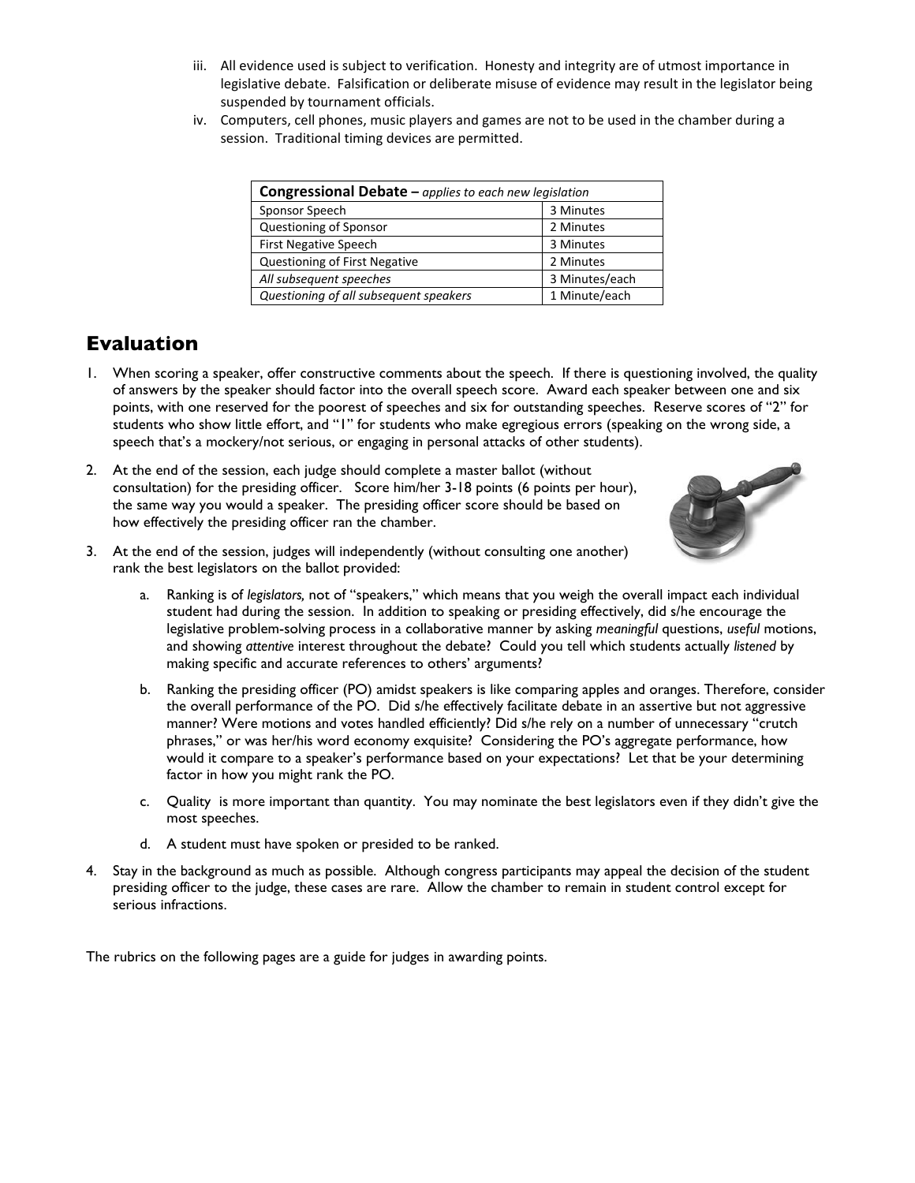iii. All evidence used is subject to verification. Honesty and integrity are of utmost importance in legislative debate. Falsification or deliberate misuse of evidence may result in the legislator being suspended by tournament officials.

iv. Computers, cell phones, music players and games are not to be used in the chamber during a session. Traditional timing devices are permitted.

| **Congressional Debate** – *applies to each new legislation* | |
|---|---|
| Sponsor Speech | 3 Minutes |
| Questioning of Sponsor | 2 Minutes |
| First Negative Speech | 3 Minutes |
| Questioning of First Negative | 2 Minutes |
| *All subsequent speeches* | 3 Minutes/each |
| *Questioning of all subsequent speakers* | 1 Minute/each |

## Evaluation

1. When scoring a speaker, offer constructive comments about the speech. If there is questioning involved, the quality of answers by the speaker should factor into the overall speech score. Award each speaker between one and six points, with one reserved for the poorest of speeches and six for outstanding speeches. Reserve scores of "2" for students who show little effort, and "1" for students who make egregious errors (speaking on the wrong side, a speech that's a mockery/not serious, or engaging in personal attacks of other students).

2. At the end of the session, each judge should complete a master ballot (without consultation) for the presiding officer. Score him/her 3-18 points (6 points per hour), the same way you would a speaker. The presiding officer score should be based on how effectively the presiding officer ran the chamber.

3. At the end of the session, judges will independently (without consulting one another) rank the best legislators on the ballot provided:

   a. Ranking is of *legislators,* not of "speakers," which means that you weigh the overall impact each individual student had during the session. In addition to speaking or presiding effectively, did s/he encourage the legislative problem-solving process in a collaborative manner by asking *meaningful* questions, *useful* motions, and showing *attentive* interest throughout the debate? Could you tell which students actually *listened* by making specific and accurate references to others' arguments?

   b. Ranking the presiding officer (PO) amidst speakers is like comparing apples and oranges. Therefore, consider the overall performance of the PO. Did s/he effectively facilitate debate in an assertive but not aggressive manner? Were motions and votes handled efficiently? Did s/he rely on a number of unnecessary "crutch phrases," or was her/his word economy exquisite? Considering the PO's aggregate performance, how would it compare to a speaker's performance based on your expectations? Let that be your determining factor in how you might rank the PO.

   c. Quality is more important than quantity. You may nominate the best legislators even if they didn't give the most speeches.

   d. A student must have spoken or presided to be ranked.

4. Stay in the background as much as possible. Although congress participants may appeal the decision of the student presiding officer to the judge, these cases are rare. Allow the chamber to remain in student control except for serious infractions.

The rubrics on the following pages are a guide for judges in awarding points.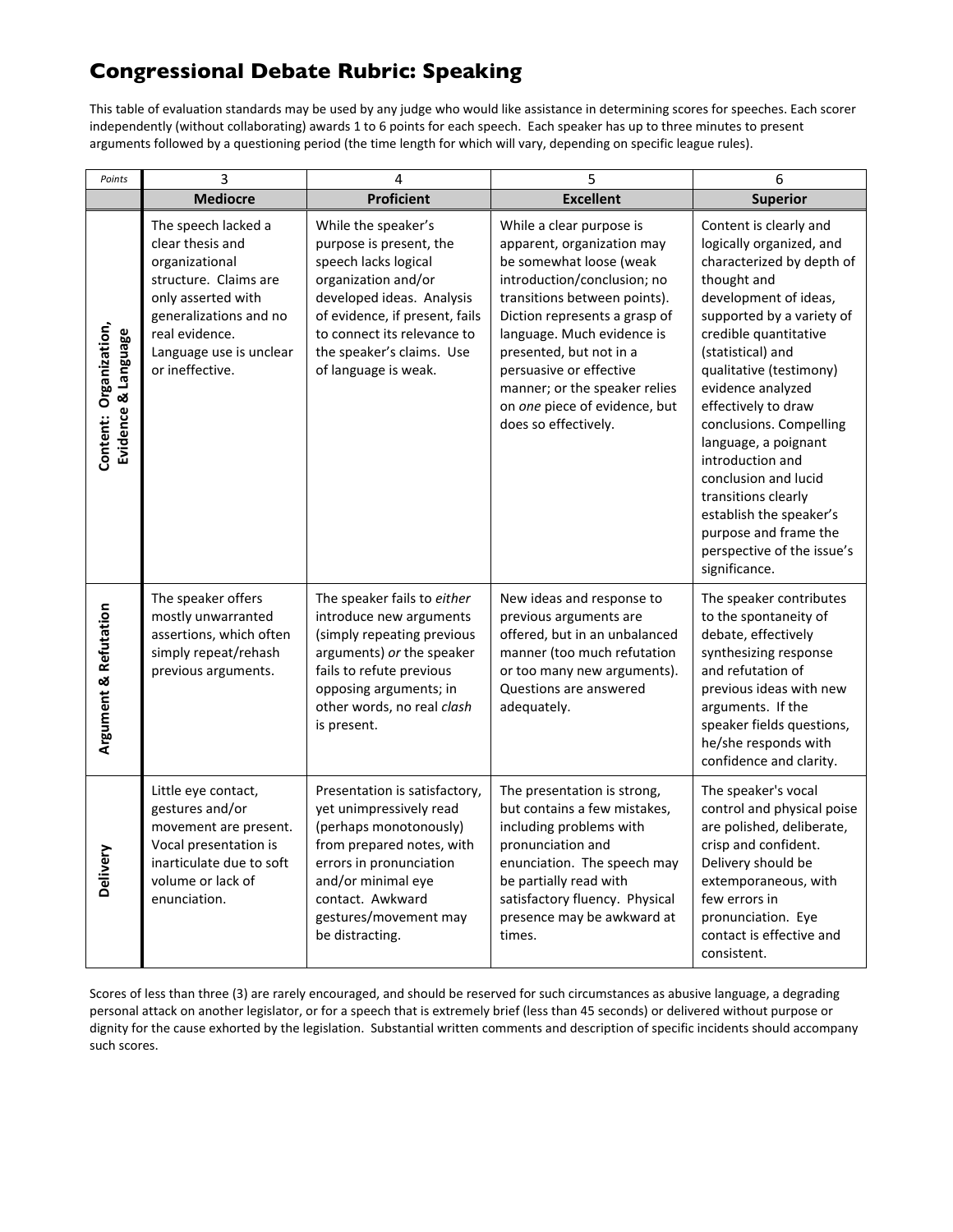# Congressional Debate Rubric: Speaking

This table of evaluation standards may be used by any judge who would like assistance in determining scores for speeches. Each scorer independently (without collaborating) awards 1 to 6 points for each speech. Each speaker has up to three minutes to present arguments followed by a questioning period (the time length for which will vary, depending on specific league rules).

| *Points* | 3 | 4 | 5 | 6 |
|---|---|---|---|---|
| | **Mediocre** | **Proficient** | **Excellent** | **Superior** |
| **Content: Organization, Evidence & Language** | The speech lacked a clear thesis and organizational structure. Claims are only asserted with generalizations and no real evidence. Language use is unclear or ineffective. | While the speaker's purpose is present, the speech lacks logical organization and/or developed ideas. Analysis of evidence, if present, fails to connect its relevance to the speaker's claims. Use of language is weak. | While a clear purpose is apparent, organization may be somewhat loose (weak introduction/conclusion; no transitions between points). Diction represents a grasp of language. Much evidence is presented, but not in a persuasive or effective manner; or the speaker relies on *one* piece of evidence, but does so effectively. | Content is clearly and logically organized, and characterized by depth of thought and development of ideas, supported by a variety of credible quantitative (statistical) and qualitative (testimony) evidence analyzed effectively to draw conclusions. Compelling language, a poignant introduction and conclusion and lucid transitions clearly establish the speaker's purpose and frame the perspective of the issue's significance. |
| **Argument & Refutation** | The speaker offers mostly unwarranted assertions, which often simply repeat/rehash previous arguments. | The speaker fails to *either* introduce new arguments (simply repeating previous arguments) *or* the speaker fails to refute previous opposing arguments; in other words, no real *clash* is present. | New ideas and response to previous arguments are offered, but in an unbalanced manner (too much refutation or too many new arguments). Questions are answered adequately. | The speaker contributes to the spontaneity of debate, effectively synthesizing response and refutation of previous ideas with new arguments. If the speaker fields questions, he/she responds with confidence and clarity. |
| **Delivery** | Little eye contact, gestures and/or movement are present. Vocal presentation is inarticulate due to soft volume or lack of enunciation. | Presentation is satisfactory, yet unimpressively read (perhaps monotonously) from prepared notes, with errors in pronunciation and/or minimal eye contact. Awkward gestures/movement may be distracting. | The presentation is strong, but contains a few mistakes, including problems with pronunciation and enunciation. The speech may be partially read with satisfactory fluency. Physical presence may be awkward at times. | The speaker's vocal control and physical poise are polished, deliberate, crisp and confident. Delivery should be extemporaneous, with few errors in pronunciation. Eye contact is effective and consistent. |

Scores of less than three (3) are rarely encouraged, and should be reserved for such circumstances as abusive language, a degrading personal attack on another legislator, or for a speech that is extremely brief (less than 45 seconds) or delivered without purpose or dignity for the cause exhorted by the legislation. Substantial written comments and description of specific incidents should accompany such scores.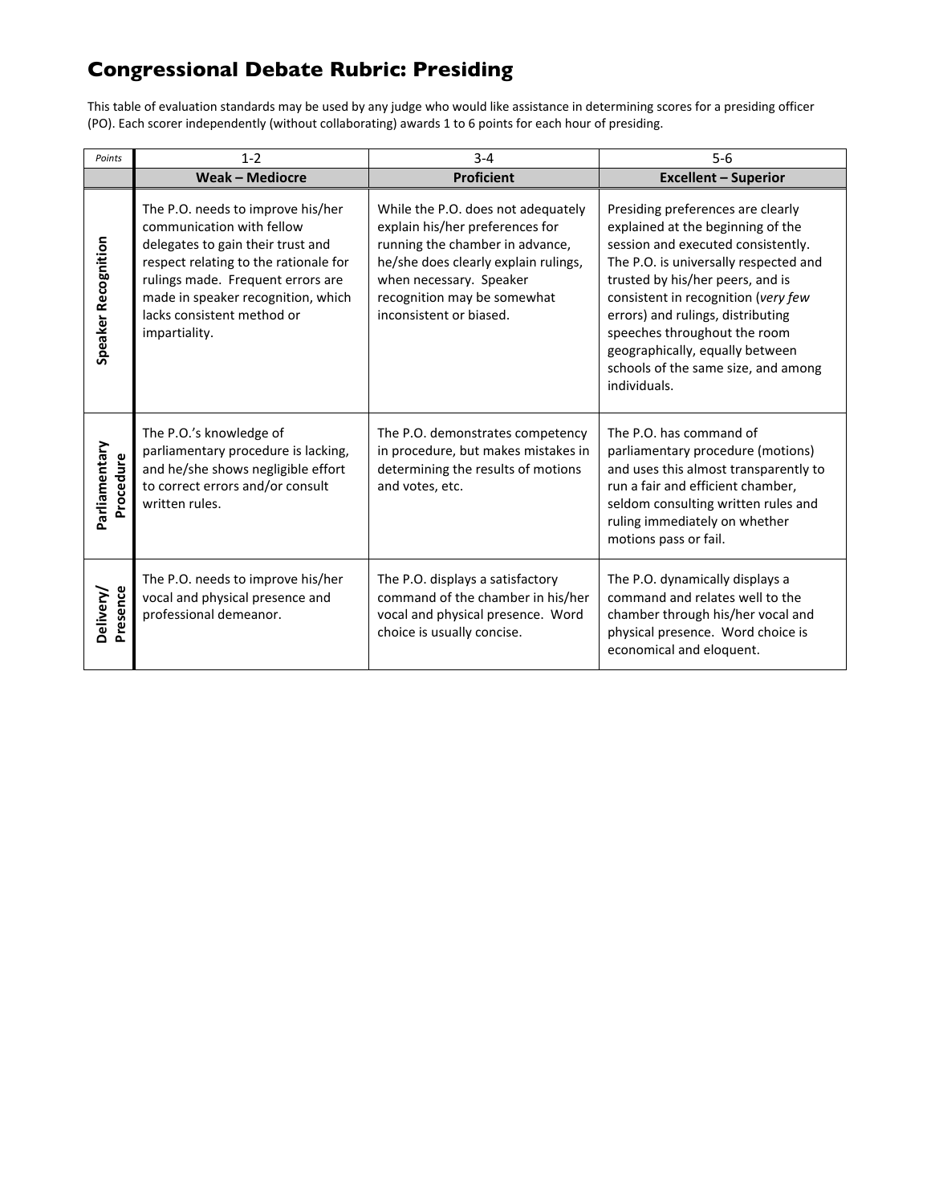# Congressional Debate Rubric: Presiding

This table of evaluation standards may be used by any judge who would like assistance in determining scores for a presiding officer (PO). Each scorer independently (without collaborating) awards 1 to 6 points for each hour of presiding.

| *Points* | 1-2 | 3-4 | 5-6 |
|---|---|---|---|
| | **Weak – Mediocre** | **Proficient** | **Excellent – Superior** |
| **Speaker Recognition** | The P.O. needs to improve his/her communication with fellow delegates to gain their trust and respect relating to the rationale for rulings made. Frequent errors are made in speaker recognition, which lacks consistent method or impartiality. | While the P.O. does not adequately explain his/her preferences for running the chamber in advance, he/she does clearly explain rulings, when necessary. Speaker recognition may be somewhat inconsistent or biased. | Presiding preferences are clearly explained at the beginning of the session and executed consistently. The P.O. is universally respected and trusted by his/her peers, and is consistent in recognition (*very few* errors) and rulings, distributing speeches throughout the room geographically, equally between schools of the same size, and among individuals. |
| **Parliamentary Procedure** | The P.O.'s knowledge of parliamentary procedure is lacking, and he/she shows negligible effort to correct errors and/or consult written rules. | The P.O. demonstrates competency in procedure, but makes mistakes in determining the results of motions and votes, etc. | The P.O. has command of parliamentary procedure (motions) and uses this almost transparently to run a fair and efficient chamber, seldom consulting written rules and ruling immediately on whether motions pass or fail. |
| **Delivery/ Presence** | The P.O. needs to improve his/her vocal and physical presence and professional demeanor. | The P.O. displays a satisfactory command of the chamber in his/her vocal and physical presence. Word choice is usually concise. | The P.O. dynamically displays a command and relates well to the chamber through his/her vocal and physical presence. Word choice is economical and eloquent. |